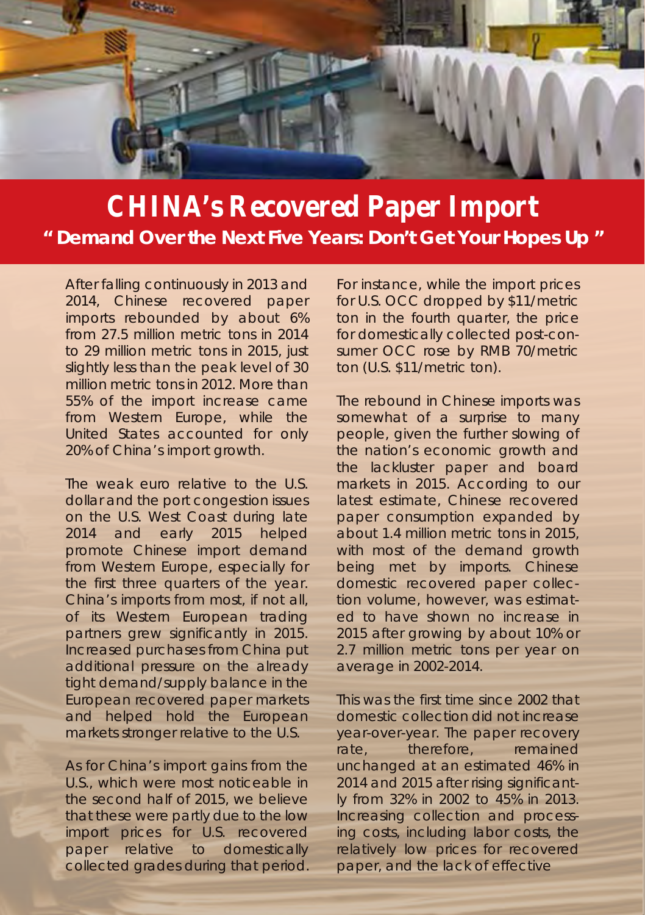# CHINA's Recovered Paper Import

## "Demand Over the Next Five Years: Don't Get Your Hopes Up"

After falling continuously in 2013 and 2014, Chinese recovered paper imports rebounded by about 6% from 27.5 million metric tons in 2014 to 29 million metric tons in 2015, just slightly less than the peak level of 30 million metric tons in 2012. More than 55% of the import increase came from Western Europe, while the United States accounted for only 20% of China's import growth.

The weak euro relative to the U.S. dollar and the port congestion issues on the U.S. West Coast during late 2014 and early 2015 helped promote Chinese import demand from Western Europe, especially for the first three quarters of the year. China's imports from most, if not all, of its Western European trading partners grew significantly in 2015. Increased purchases from China put additional pressure on the already tight demand/supply balance in the European recovered paper markets and helped hold the European markets stronger relative to the U.S.

As for China's import gains from the U.S., which were most noticeable in the second half of 2015, we believe that these were partly due to the low import prices for U.S. recovered paper relative to domestically collected grades during that period. For instance, while the import prices for U.S. OCC dropped by $11/metric ton in the fourth quarter, the price for domestically collected post-consumer OCC rose by RMB 70/metric ton (U.S. $11/metric ton).

The rebound in Chinese imports was somewhat of a surprise to many people, given the further slowing of the nation's economic growth and the lackluster paper and board markets in 2015. According to our latest estimate, Chinese recovered paper consumption expanded by about 1.4 million metric tons in 2015, with most of the demand growth being met by imports. Chinese domestic recovered paper collection volume, however, was estimated to have shown no increase in 2015 after growing by about 10% or 2.7 million metric tons per year on average in 2002-2014.

This was the first time since 2002 that domestic collection did not increase year-over-year. The paper recovery rate, therefore, remained unchanged at an estimated 46% in 2014 and 2015 after rising significantly from 32% in 2002 to 45% in 2013. Increasing collection and processing costs, including labor costs, the relatively low prices for recovered paper, and the lack of effective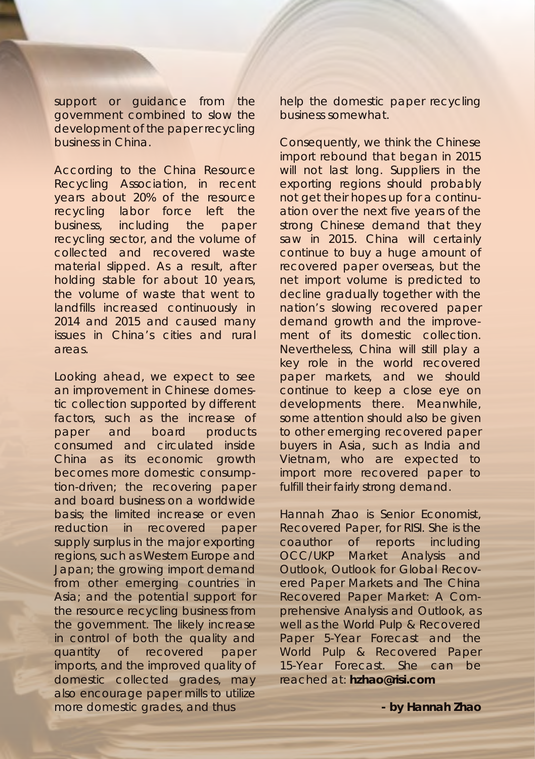support or guidance from the government combined to slow the development of the paper recycling business in China.

According to the China Resource Recycling Association, in recent years about 20% of the resource recycling labor force left the business, including the paper recycling sector, and the volume of collected and recovered waste material slipped. As a result, after holding stable for about 10 years, the volume of waste that went to landfills increased continuously in 2014 and 2015 and caused many issues in China's cities and rural areas.

Looking ahead, we expect to see an improvement in Chinese domestic collection supported by different factors, such as the increase of paper and board products consumed and circulated inside China as its economic growth becomes more domestic consumption-driven; the recovering paper and board business on a worldwide basis; the limited increase or even reduction in recovered paper supply surplus in the major exporting regions, such as Western Europe and Japan; the growing import demand from other emerging countries in Asia; and the potential support for the resource recycling business from the government. The likely increase in control of both the quality and quantity of recovered paper imports, and the improved quality of domestic collected grades, may also encourage paper mills to utilize more domestic grades, and thus help the domestic paper recycling business somewhat.

Consequently, we think the Chinese import rebound that began in 2015 will not last long. Suppliers in the exporting regions should probably not get their hopes up for a continuation over the next five years of the strong Chinese demand that they saw in 2015. China will certainly continue to buy a huge amount of recovered paper overseas, but the net import volume is predicted to decline gradually together with the nation's slowing recovered paper demand growth and the improvement of its domestic collection. Nevertheless, China will still play a key role in the world recovered paper markets, and we should continue to keep a close eye on developments there. Meanwhile, some attention should also be given to other emerging recovered paper buyers in Asia, such as India and Vietnam, who are expected to import more recovered paper to fulfill their fairly strong demand.

Hannah Zhao is Senior Economist, Recovered Paper, for RISI. She is the coauthor of reports including OCC/UKP Market Analysis and Outlook, Outlook for Global Recovered Paper Markets and The China Recovered Paper Market: A Comprehensive Analysis and Outlook, as well as the World Pulp & Recovered Paper 5-Year Forecast and the World Pulp & Recovered Paper 15-Year Forecast. She can be reached at: **hzhao@risi.com**

**- by Hannah Zhao**